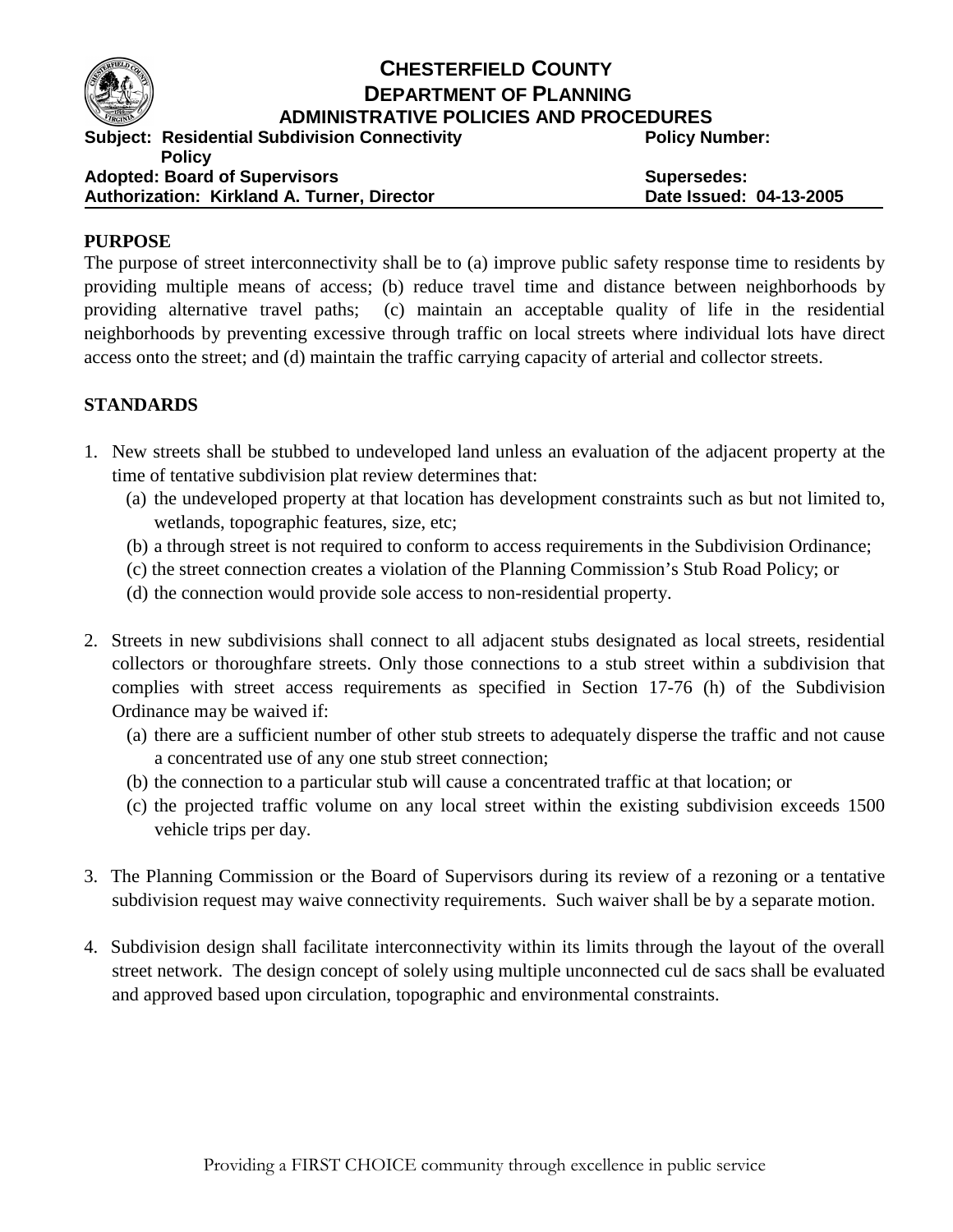# CHESTERFIELD COUNTY
# DEPARTMENT OF PLANNING
## ADMINISTRATIVE POLICIES AND PROCEDURES

**Subject: Residential Subdivision Connectivity Policy** | **Policy Number:**
**Adopted: Board of Supervisors** | **Supersedes:**
**Authorization: Kirkland A. Turner, Director** | **Date Issued: 04-13-2005**

## PURPOSE

The purpose of street interconnectivity shall be to (a) improve public safety response time to residents by providing multiple means of access; (b) reduce travel time and distance between neighborhoods by providing alternative travel paths; (c) maintain an acceptable quality of life in the residential neighborhoods by preventing excessive through traffic on local streets where individual lots have direct access onto the street; and (d) maintain the traffic carrying capacity of arterial and collector streets.

## STANDARDS

1. New streets shall be stubbed to undeveloped land unless an evaluation of the adjacent property at the time of tentative subdivision plat review determines that:
   (a) the undeveloped property at that location has development constraints such as but not limited to, wetlands, topographic features, size, etc;
   (b) a through street is not required to conform to access requirements in the Subdivision Ordinance;
   (c) the street connection creates a violation of the Planning Commission's Stub Road Policy; or
   (d) the connection would provide sole access to non-residential property.

2. Streets in new subdivisions shall connect to all adjacent stubs designated as local streets, residential collectors or thoroughfare streets. Only those connections to a stub street within a subdivision that complies with street access requirements as specified in Section 17-76 (h) of the Subdivision Ordinance may be waived if:
   (a) there are a sufficient number of other stub streets to adequately disperse the traffic and not cause a concentrated use of any one stub street connection;
   (b) the connection to a particular stub will cause a concentrated traffic at that location; or
   (c) the projected traffic volume on any local street within the existing subdivision exceeds 1500 vehicle trips per day.

3. The Planning Commission or the Board of Supervisors during its review of a rezoning or a tentative subdivision request may waive connectivity requirements. Such waiver shall be by a separate motion.

4. Subdivision design shall facilitate interconnectivity within its limits through the layout of the overall street network. The design concept of solely using multiple unconnected cul de sacs shall be evaluated and approved based upon circulation, topographic and environmental constraints.

Providing a FIRST CHOICE community through excellence in public service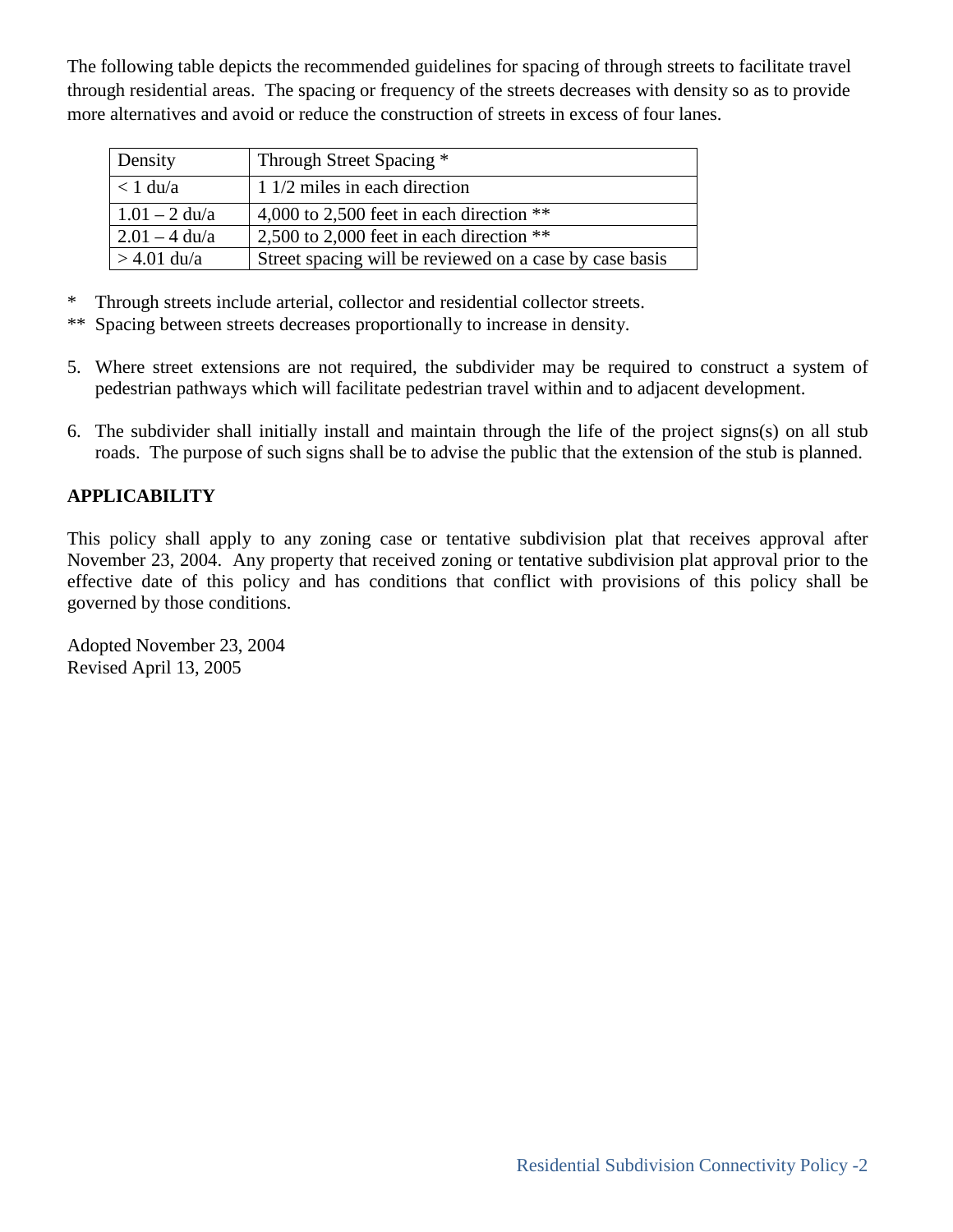The following table depicts the recommended guidelines for spacing of through streets to facilitate travel through residential areas. The spacing or frequency of the streets decreases with density so as to provide more alternatives and avoid or reduce the construction of streets in excess of four lanes.

| Density | Through Street Spacing * |
|---|---|
| < 1 du/a | 1 1/2 miles in each direction |
| 1.01 – 2 du/a | 4,000 to 2,500 feet in each direction ** |
| 2.01 – 4 du/a | 2,500 to 2,000 feet in each direction ** |
| > 4.01 du/a | Street spacing will be reviewed on a case by case basis |

\* Through streets include arterial, collector and residential collector streets.

** Spacing between streets decreases proportionally to increase in density.

5. Where street extensions are not required, the subdivider may be required to construct a system of pedestrian pathways which will facilitate pedestrian travel within and to adjacent development.

6. The subdivider shall initially install and maintain through the life of the project signs(s) on all stub roads. The purpose of such signs shall be to advise the public that the extension of the stub is planned.

**APPLICABILITY**

This policy shall apply to any zoning case or tentative subdivision plat that receives approval after November 23, 2004. Any property that received zoning or tentative subdivision plat approval prior to the effective date of this policy and has conditions that conflict with provisions of this policy shall be governed by those conditions.

Adopted November 23, 2004
Revised April 13, 2005